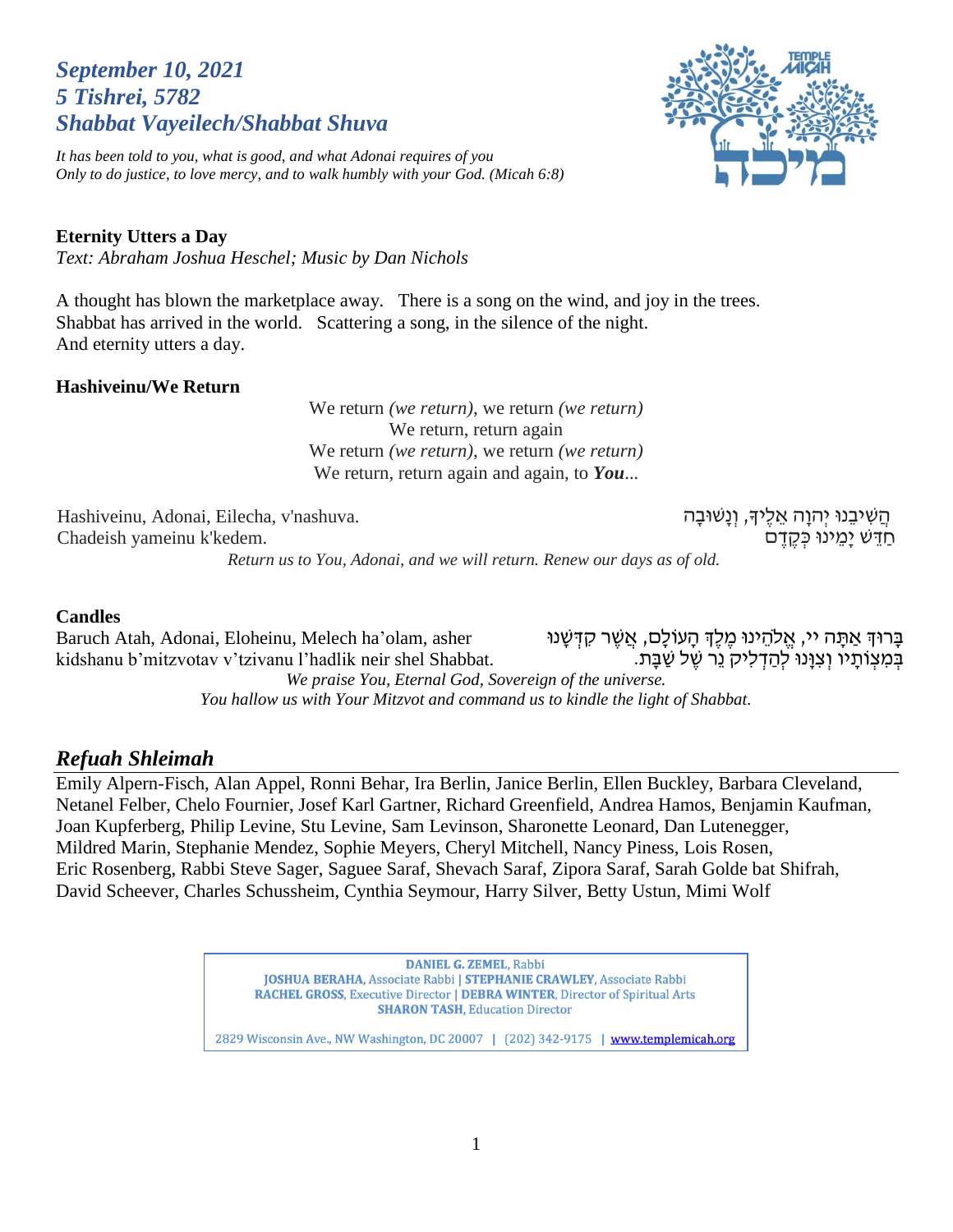***September 10, 2021***
***5 Tishrei, 5782***
***Shabbat Vayeilech/Shabbat Shuva***

*It has been told to you, what is good, and what Adonai requires of you*
*Only to do justice, to love mercy, and to walk humbly with your God. (Micah 6:8)*

**Eternity Utters a Day**
*Text: Abraham Joshua Heschel; Music by Dan Nichols*

A thought has blown the marketplace away. There is a song on the wind, and joy in the trees.
Shabbat has arrived in the world. Scattering a song, in the silence of the night.
And eternity utters a day.

**Hashiveinu/We Return**

We return *(we return)*, we return *(we return)*
We return, return again
We return *(we return)*, we return *(we return)*
We return, return again and again, to ***You***...

Hashiveinu, Adonai, Eilecha, v'nashuva.
Chadeish yameinu k'kedem.

הֲשִׁיבֵנוּ יְהוָה אֵלֶיךָ, וְנָשׁוּבָה
חַדֵּשׁ יָמֵינוּ כְּקֶדֶם

*Return us to You, Adonai, and we will return. Renew our days as of old.*

**Candles**

Baruch Atah, Adonai, Eloheinu, Melech ha'olam, asher kidshanu b'mitzvotav v'tzivanu l'hadlik neir shel Shabbat.

בָּרוּךְ אַתָּה יי, אֱלֹהֵינוּ מֶלֶךְ הָעוֹלָם, אֲשֶׁר קִדְּשָׁנוּ בְּמִצְוֹתָיו וְצִוָּנוּ לְהַדְלִיק נֵר שֶׁל שַׁבָּת.

*We praise You, Eternal God, Sovereign of the universe.*
*You hallow us with Your Mitzvot and command us to kindle the light of Shabbat.*

## *Refuah Shleimah*

Emily Alpern-Fisch, Alan Appel, Ronni Behar, Ira Berlin, Janice Berlin, Ellen Buckley, Barbara Cleveland, Netanel Felber, Chelo Fournier, Josef Karl Gartner, Richard Greenfield, Andrea Hamos, Benjamin Kaufman, Joan Kupferberg, Philip Levine, Stu Levine, Sam Levinson, Sharonette Leonard, Dan Lutenegger, Mildred Marin, Stephanie Mendez, Sophie Meyers, Cheryl Mitchell, Nancy Piness, Lois Rosen, Eric Rosenberg, Rabbi Steve Sager, Saguee Saraf, Shevach Saraf, Zipora Saraf, Sarah Golde bat Shifrah, David Scheever, Charles Schussheim, Cynthia Seymour, Harry Silver, Betty Ustun, Mimi Wolf

**DANIEL G. ZEMEL**, Rabbi
**JOSHUA BERAHA**, Associate Rabbi | **STEPHANIE CRAWLEY**, Associate Rabbi
**RACHEL GROSS**, Executive Director | **DEBRA WINTER**, Director of Spiritual Arts
**SHARON TASH**, Education Director

2829 Wisconsin Ave., NW Washington, DC 20007 | (202) 342-9175 | www.templemicah.org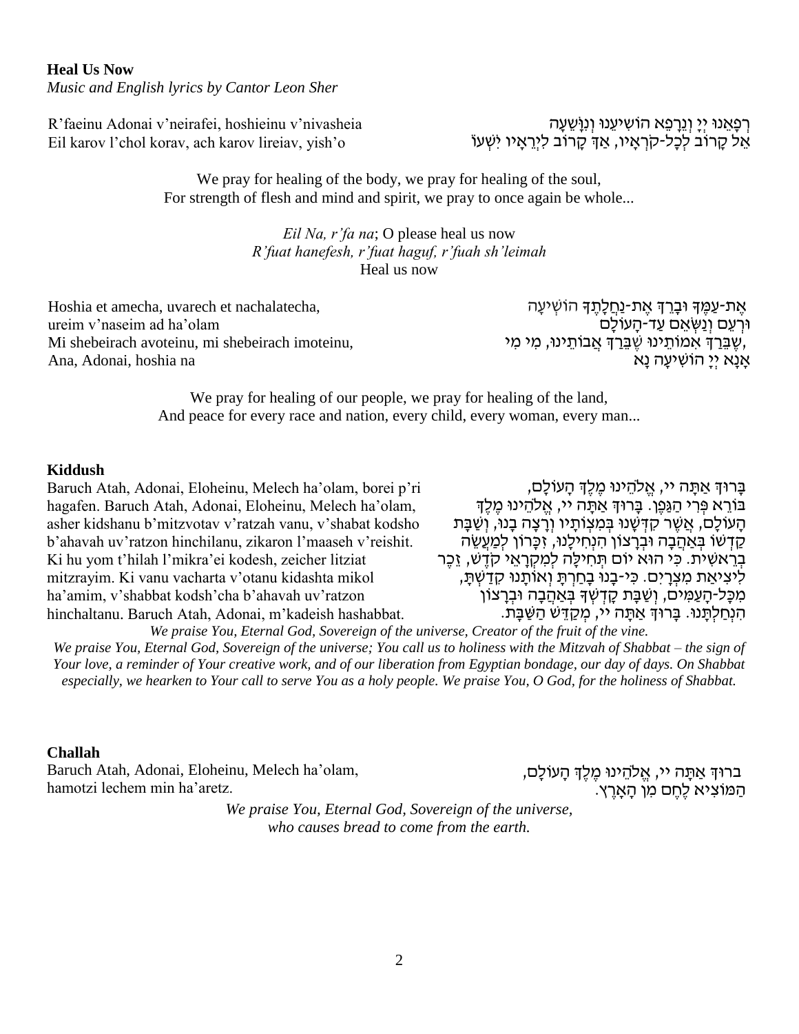**Heal Us Now**
*Music and English lyrics by Cantor Leon Sher*

R'faeinu Adonai v'neirafei, hoshieinu v'nivasheia
Eil karov l'chol korav, ach karov lireiav, yish'o

רְפָאֵנוּ יְיָ וְנֵרָפֵא הוֹשִׁיעֵנוּ וְנִוָּשֵׁעָה
אֵל קָרוֹב לְכָל-קֹרְאָיו, אַךְ קָרוֹב לִירֵאָיו יִשְׁעוֹ

We pray for healing of the body, we pray for healing of the soul,
For strength of flesh and mind and spirit, we pray to once again be whole...

*Eil Na, r'fa na*; O please heal us now
*R'fuat hanefesh, r'fuat haguf, r'fuah sh'leimah*
Heal us now

Hoshia et amecha, uvarech et nachalatecha,
ureim v'naseim ad ha'olam
Mi shebeirach avoteinu, mi shebeirach imoteinu,
Ana, Adonai, hoshia na

אֶת-עַמֶּךָ וּבָרֵךְ אֶת-נַחֲלָתֶךָ הוֹשִׁיעָה
וּרְעֵם וְנַשְּׂאֵם עַד-הָעוֹלָם
,שֶׁבֵּרַךְ אִמוֹתֵינוּ שֶׁבֵּרַךְ אֲבוֹתֵינוּ, מִי מִי
אָנָּא יְיָ הוֹשִׁיעָה נָּא

We pray for healing of our people, we pray for healing of the land,
And peace for every race and nation, every child, every woman, every man...

**Kiddush**

Baruch Atah, Adonai, Eloheinu, Melech ha'olam, borei p'ri hagafen. Baruch Atah, Adonai, Eloheinu, Melech ha'olam, asher kidshanu b'mitzvotav v'ratzah vanu, v'shabat kodsho b'ahavah uv'ratzon hinchilanu, zikaron l'maaseh v'reishit. Ki hu yom t'hilah l'mikra'ei kodesh, zeicher litziat mitzrayim. Ki vanu vacharta v'otanu kidashta mikol ha'amim, v'shabbat kodsh'cha b'ahavah uv'ratzon hinchaltanu. Baruch Atah, Adonai, m'kadeish hashabbat.

בָּרוּךְ אַתָּה יי, אֱלֹהֵינוּ מֶלֶךְ הָעוֹלָם, בּוֹרֵא פְּרִי הַגָּפֶן. בָּרוּךְ אַתָּה יי, אֱלֹהֵינוּ מֶלֶךְ הָעוֹלָם, אֲשֶׁר קִדְּשָׁנוּ בְּמִצְוֹתָיו וְרָצָה בָנוּ, וְשַׁבָּת קָדְשׁוֹ בְּאַהֲבָה וּבְרָצוֹן הִנְחִילָנוּ, זִכָּרוֹן לְמַעֲשֵׂה בְרֵאשִׁית. כִּי הוּא יוֹם תְּחִלָּה לְמִקְרָאֵי קֹדֶשׁ, זֵכֶר לִיצִיאַת מִצְרָיִם. כִּי-בָנוּ בָחַרְתָּ וְאוֹתָנוּ קִדַּשְׁתָּ, מִכָּל-הָעַמִּים, וְשַׁבַּת קָדְשְׁךָ בְּאַהֲבָה וּבְרָצוֹן הִנְחַלְתָּנוּ. בָּרוּךְ אַתָּה יי, מְקַדֵּשׁ הַשַּׁבָּת.

*We praise You, Eternal God, Sovereign of the universe, Creator of the fruit of the vine.*
*We praise You, Eternal God, Sovereign of the universe; You call us to holiness with the Mitzvah of Shabbat – the sign of Your love, a reminder of Your creative work, and of our liberation from Egyptian bondage, our day of days. On Shabbat especially, we hearken to Your call to serve You as a holy people. We praise You, O God, for the holiness of Shabbat.*

**Challah**

Baruch Atah, Adonai, Eloheinu, Melech ha'olam,
hamotzi lechem min ha'aretz.

ברוּךְ אַתָּה יי, אֱלֹהֵינוּ מֶלֶךְ הָעוֹלָם,
הַמּוֹצִיא לֶחֶם מִן הָאָרֶץ.

*We praise You, Eternal God, Sovereign of the universe,*
*who causes bread to come from the earth.*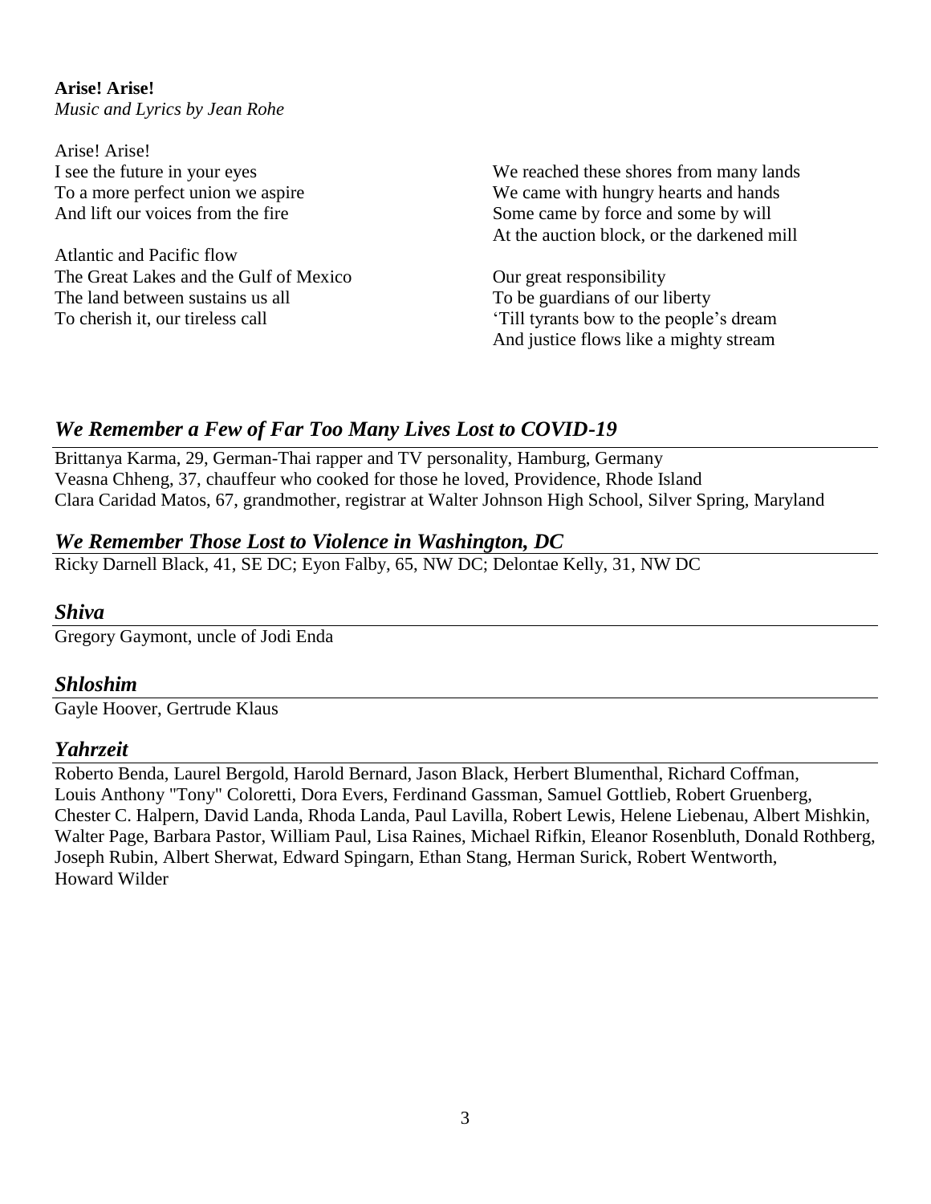**Arise! Arise!**
*Music and Lyrics by Jean Rohe*

Arise! Arise!
I see the future in your eyes
To a more perfect union we aspire
And lift our voices from the fire

Atlantic and Pacific flow
The Great Lakes and the Gulf of Mexico
The land between sustains us all
To cherish it, our tireless call

We reached these shores from many lands
We came with hungry hearts and hands
Some came by force and some by will
At the auction block, or the darkened mill

Our great responsibility
To be guardians of our liberty
'Till tyrants bow to the people's dream
And justice flows like a mighty stream

## *We Remember a Few of Far Too Many Lives Lost to COVID-19*

Brittanya Karma, 29, German-Thai rapper and TV personality, Hamburg, Germany
Veasna Chheng, 37, chauffeur who cooked for those he loved, Providence, Rhode Island
Clara Caridad Matos, 67, grandmother, registrar at Walter Johnson High School, Silver Spring, Maryland

## *We Remember Those Lost to Violence in Washington, DC*

Ricky Darnell Black, 41, SE DC; Eyon Falby, 65, NW DC; Delontae Kelly, 31, NW DC

## *Shiva*

Gregory Gaymont, uncle of Jodi Enda

## *Shloshim*

Gayle Hoover, Gertrude Klaus

## *Yahrzeit*

Roberto Benda, Laurel Bergold, Harold Bernard, Jason Black, Herbert Blumenthal, Richard Coffman, Louis Anthony "Tony" Coloretti, Dora Evers, Ferdinand Gassman, Samuel Gottlieb, Robert Gruenberg, Chester C. Halpern, David Landa, Rhoda Landa, Paul Lavilla, Robert Lewis, Helene Liebenau, Albert Mishkin, Walter Page, Barbara Pastor, William Paul, Lisa Raines, Michael Rifkin, Eleanor Rosenbluth, Donald Rothberg, Joseph Rubin, Albert Sherwat, Edward Spingarn, Ethan Stang, Herman Surick, Robert Wentworth, Howard Wilder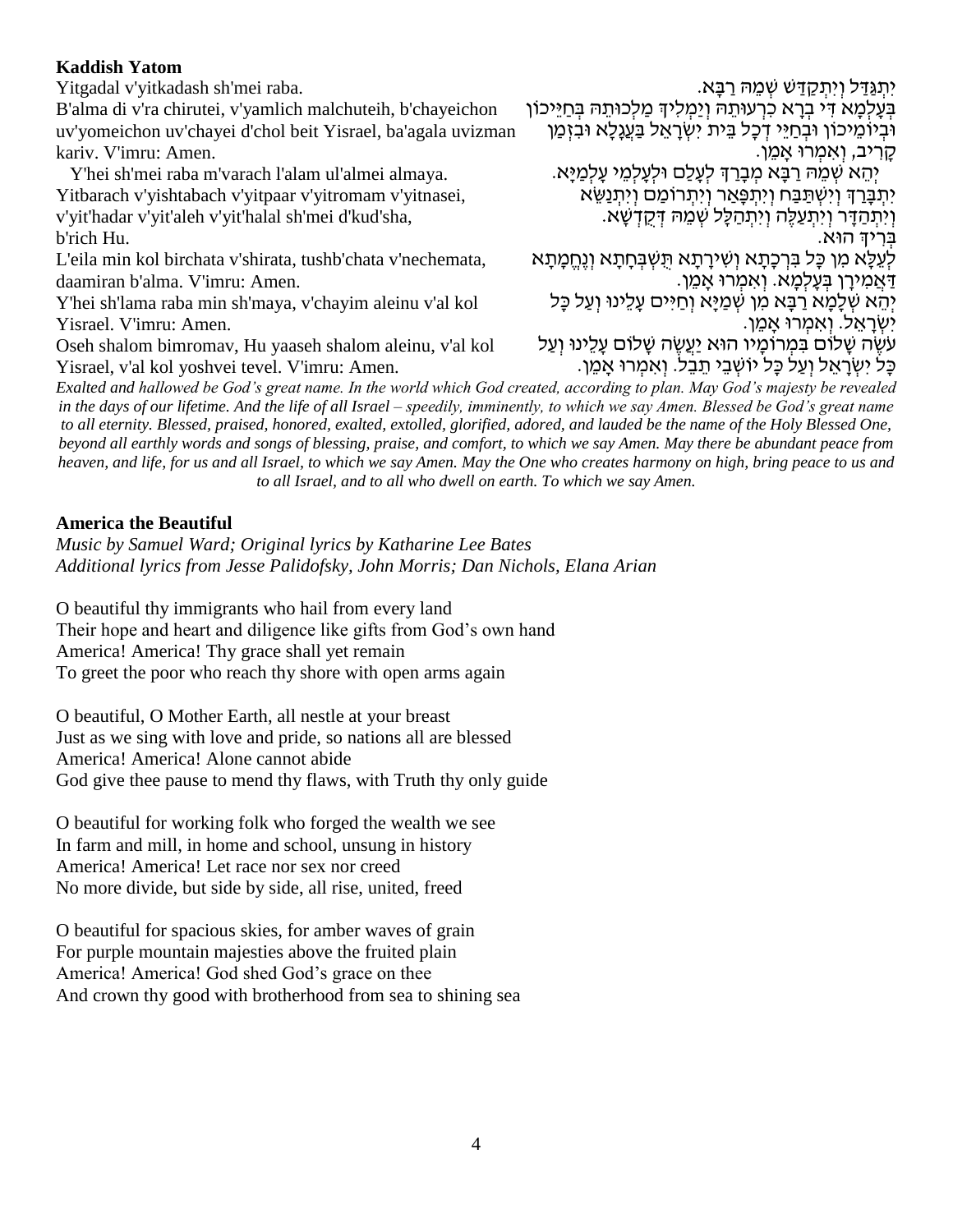**Kaddish Yatom**

Yitgadal v'yitkadash sh'mei raba.
B'alma di v'ra chirutei, v'yamlich malchuteih, b'chayeichon uv'yomeichon uv'chayei d'chol beit Yisrael, ba'agala uvizman kariv. V'imru: Amen.
Y'hei sh'mei raba m'varach l'alam ul'almei almaya.
Yitbarach v'yishtabach v'yitpaar v'yitromam v'yitnasei, v'yit'hadar v'yit'aleh v'yit'halal sh'mei d'kud'sha, b'rich Hu.
L'eila min kol birchata v'shirata, tushb'chata v'nechemata, daamiran b'alma. V'imru: Amen.
Y'hei sh'lama raba min sh'maya, v'chayim aleinu v'al kol Yisrael. V'imru: Amen.
Oseh shalom bimromav, Hu yaaseh shalom aleinu, v'al kol Yisrael, v'al kol yoshvei tevel. V'imru: Amen.

יִתְגַּדַּל וְיִתְקַדַּשׁ שְׁמֵהּ רַבָּא.
בְּעָלְמָא דִּי בְרָא כִרְעוּתֵהּ וְיַמְלִיךְ מַלְכוּתֵהּ בְּחַיֵּיכוֹן וּבְיוֹמֵיכוֹן וּבְחַיֵּי דְכָל בֵּית יִשְׂרָאֵל בַּעֲגָלָא וּבִזְמַן קָרִיב, וְאִמְרוּ אָמֵן.
יְהֵא שְׁמֵהּ רַבָּא מְבָרַךְ לְעָלַם וּלְעָלְמֵי עָלְמַיָּא.
יִתְבָּרַךְ וְיִשְׁתַּבַּח וְיִתְפָּאַר וְיִתְרוֹמַם וְיִתְנַשֵּׂא וְיִתְהַדָּר וְיִתְעַלֶּה וְיִתְהַלָּל שְׁמֵהּ דְּקֻדְשָׁא.
בְּרִיךְ הוּא.
לְעֵלָּא מִן כָּל בִּרְכָתָא וְשִׁירָתָא תֻּשְׁבְּחָתָא וְנֶחֱמָתָא דַּאֲמִירָן בְּעָלְמָא. וְאִמְרוּ אָמֵן.
יְהֵא שְׁלָמָא רַבָּא מִן שְׁמַיָּא וְחַיִּים עָלֵינוּ וְעַל כָּל יִשְׂרָאֵל. וְאִמְרוּ אָמֵן.
עֹשֶׂה שָׁלוֹם בִּמְרוֹמָיו הוּא יַעֲשֶׂה שָׁלוֹם עָלֵינוּ וְעַל כָּל יִשְׂרָאֵל וְעַל כָּל יוֹשְׁבֵי תֵבֵל. וְאִמְרוּ אָמֵן.

*Exalted and hallowed be God's great name. In the world which God created, according to plan. May God's majesty be revealed in the days of our lifetime. And the life of all Israel – speedily, imminently, to which we say Amen. Blessed be God's great name to all eternity. Blessed, praised, honored, exalted, extolled, glorified, adored, and lauded be the name of the Holy Blessed One, beyond all earthly words and songs of blessing, praise, and comfort, to which we say Amen. May there be abundant peace from heaven, and life, for us and all Israel, to which we say Amen. May the One who creates harmony on high, bring peace to us and to all Israel, and to all who dwell on earth. To which we say Amen.*

**America the Beautiful**

*Music by Samuel Ward; Original lyrics by Katharine Lee Bates*
*Additional lyrics from Jesse Palidofsky, John Morris; Dan Nichols, Elana Arian*

O beautiful thy immigrants who hail from every land
Their hope and heart and diligence like gifts from God's own hand
America! America! Thy grace shall yet remain
To greet the poor who reach thy shore with open arms again

O beautiful, O Mother Earth, all nestle at your breast
Just as we sing with love and pride, so nations all are blessed
America! America! Alone cannot abide
God give thee pause to mend thy flaws, with Truth thy only guide

O beautiful for working folk who forged the wealth we see
In farm and mill, in home and school, unsung in history
America! America! Let race nor sex nor creed
No more divide, but side by side, all rise, united, freed

O beautiful for spacious skies, for amber waves of grain
For purple mountain majesties above the fruited plain
America! America! God shed God's grace on thee
And crown thy good with brotherhood from sea to shining sea